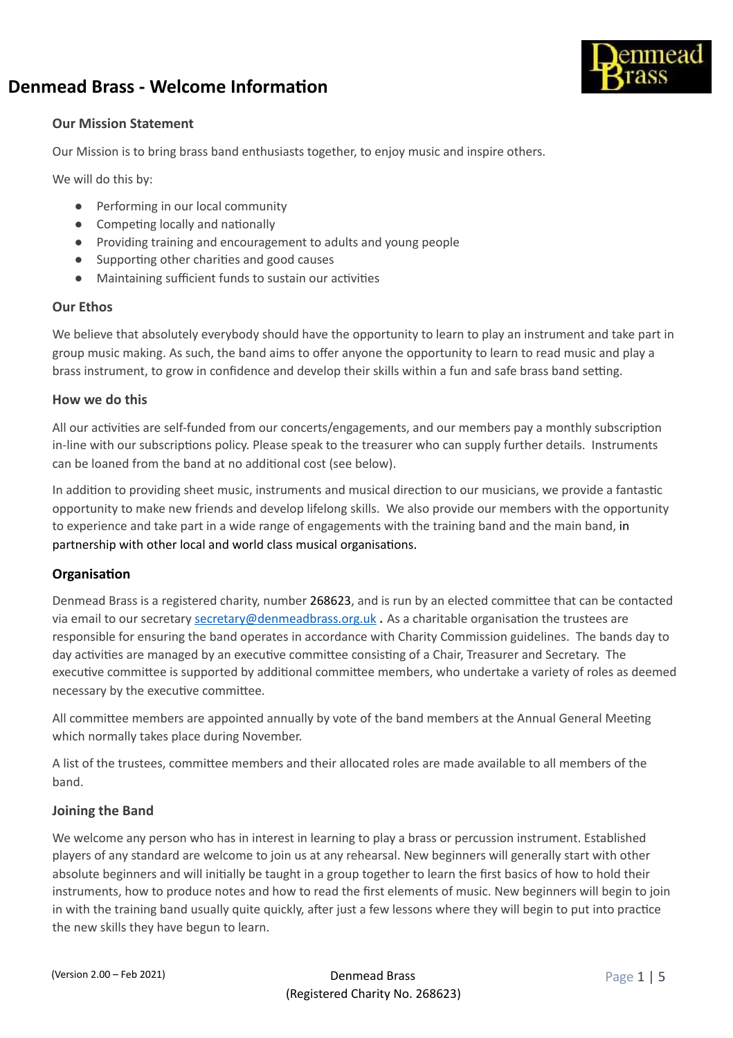# Denmead Brass - Welcome Information

### Our Mission Statement

Our Mission is to bring brass band enthusiasts together, to enjoy music and inspire others.

We will do this by:

- Performing in our local community
- Competing locally and nationally
- Providing training and encouragement to adults and young people
- Supporting other charities and good causes
- Maintaining sufficient funds to sustain our activities

### Our Ethos

We believe that absolutely everybody should have the opportunity to learn to play an instrument and take part in group music making. As such, the band aims to offer anyone the opportunity to learn to read music and play a brass instrument, to grow in confidence and develop their skills within a fun and safe brass band setting.

### How we do this

All our activities are self-funded from our concerts/engagements, and our members pay a monthly subscription in-line with our subscriptions policy. Please speak to the treasurer who can supply further details. Instruments can be loaned from the band at no additional cost (see below).

In addition to providing sheet music, instruments and musical direction to our musicians, we provide a fantastic opportunity to make new friends and develop lifelong skills. We also provide our members with the opportunity to experience and take part in a wide range of engagements with the training band and the main band, in partnership with other local and world class musical organisations.

### Organisation

Denmead Brass is a registered charity, number 268623, and is run by an elected committee that can be contacted via email to our secretary secretary@denmeadbrass.org.uk . As a charitable organisation the trustees are responsible for ensuring the band operates in accordance with Charity Commission guidelines. The bands day to day activities are managed by an executive committee consisting of a Chair, Treasurer and Secretary. The executive committee is supported by additional committee members, who undertake a variety of roles as deemed necessary by the executive committee.

All committee members are appointed annually by vote of the band members at the Annual General Meeting which normally takes place during November.

A list of the trustees, committee members and their allocated roles are made available to all members of the band.

### Joining the Band

We welcome any person who has in interest in learning to play a brass or percussion instrument. Established players of any standard are welcome to join us at any rehearsal. New beginners will generally start with other absolute beginners and will initially be taught in a group together to learn the first basics of how to hold their instruments, how to produce notes and how to read the first elements of music. New beginners will begin to join in with the training band usually quite quickly, after just a few lessons where they will begin to put into practice the new skills they have begun to learn.

(Version 2.00 – Feb 2021)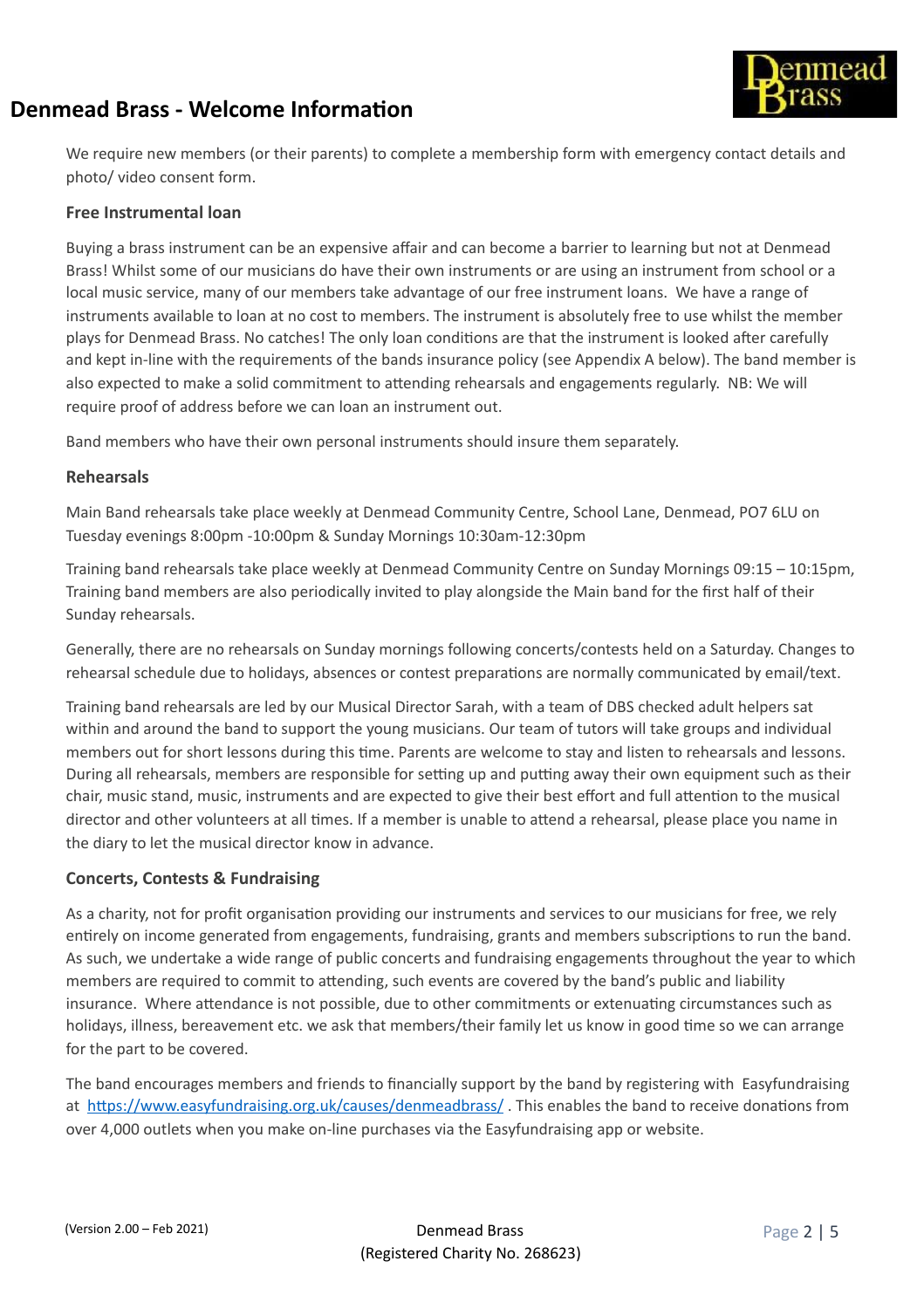# Denmead Brass - Welcome Information

We require new members (or their parents) to complete a membership form with emergency contact details and photo/ video consent form.

### Free Instrumental loan

Buying a brass instrument can be an expensive affair and can become a barrier to learning but not at Denmead Brass! Whilst some of our musicians do have their own instruments or are using an instrument from school or a local music service, many of our members take advantage of our free instrument loans. We have a range of instruments available to loan at no cost to members. The instrument is absolutely free to use whilst the member plays for Denmead Brass. No catches! The only loan conditions are that the instrument is looked after carefully and kept in-line with the requirements of the bands insurance policy (see Appendix A below). The band member is also expected to make a solid commitment to attending rehearsals and engagements regularly. NB: We will require proof of address before we can loan an instrument out.

Band members who have their own personal instruments should insure them separately.

### Rehearsals

Main Band rehearsals take place weekly at Denmead Community Centre, School Lane, Denmead, PO7 6LU on Tuesday evenings 8:00pm -10:00pm & Sunday Mornings 10:30am-12:30pm

Training band rehearsals take place weekly at Denmead Community Centre on Sunday Mornings 09:15 – 10:15pm, Training band members are also periodically invited to play alongside the Main band for the first half of their Sunday rehearsals.

Generally, there are no rehearsals on Sunday mornings following concerts/contests held on a Saturday. Changes to rehearsal schedule due to holidays, absences or contest preparations are normally communicated by email/text.

Training band rehearsals are led by our Musical Director Sarah, with a team of DBS checked adult helpers sat within and around the band to support the young musicians. Our team of tutors will take groups and individual members out for short lessons during this time. Parents are welcome to stay and listen to rehearsals and lessons. During all rehearsals, members are responsible for setting up and putting away their own equipment such as their chair, music stand, music, instruments and are expected to give their best effort and full attention to the musical director and other volunteers at all times. If a member is unable to attend a rehearsal, please place you name in the diary to let the musical director know in advance.

### Concerts, Contests & Fundraising

As a charity, not for profit organisation providing our instruments and services to our musicians for free, we rely entirely on income generated from engagements, fundraising, grants and members subscriptions to run the band. As such, we undertake a wide range of public concerts and fundraising engagements throughout the year to which members are required to commit to attending, such events are covered by the band's public and liability insurance. Where attendance is not possible, due to other commitments or extenuating circumstances such as holidays, illness, bereavement etc. we ask that members/their family let us know in good time so we can arrange for the part to be covered.

The band encourages members and friends to financially support by the band by registering with Easyfundraising at [https://www.easyfundraising.org.uk/causes/denmeadbrass/](https://www.easyfundraising.org.uk/causes/denmeadbrass/) . This enables the band to receive donations from over 4,000 outlets when you make on-line purchases via the Easyfundraising app or website.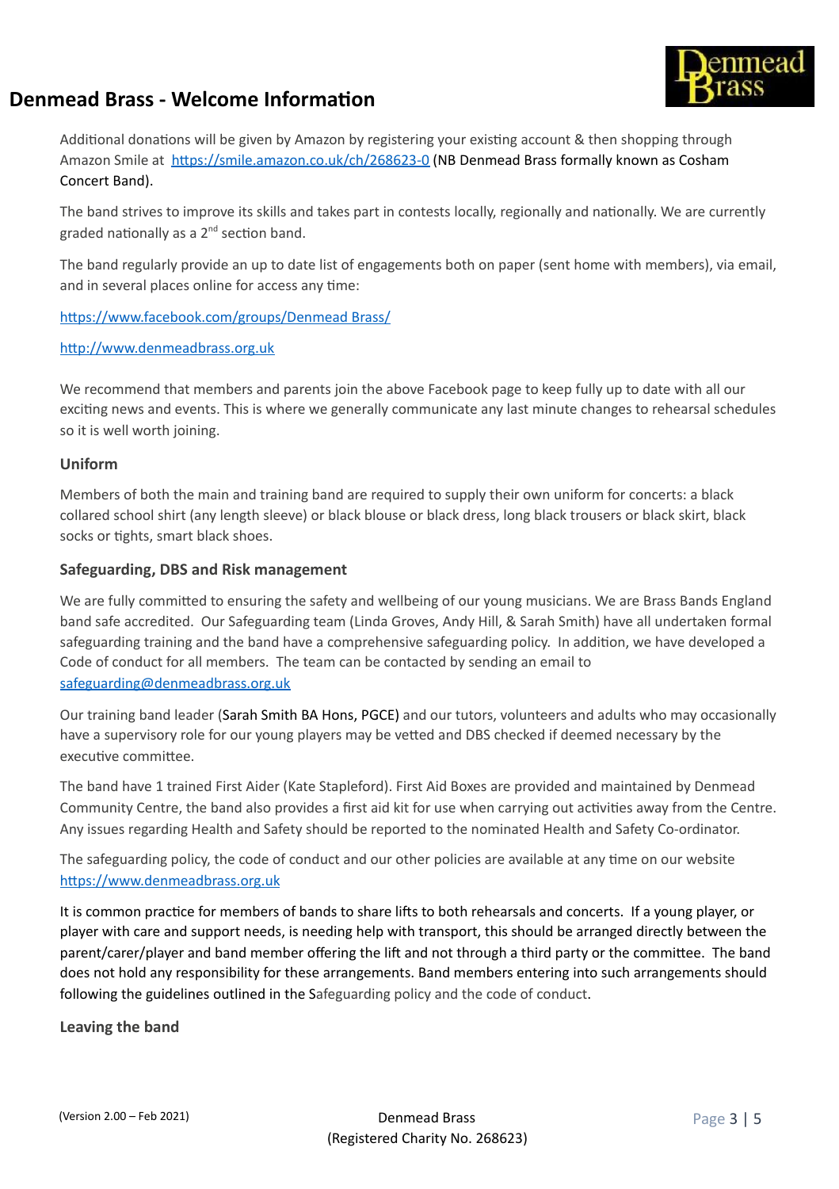Additional donations will be given by Amazon by registering your existing account & then shopping through Amazon Smile at https://smile.amazon.co.uk/ch/268623-0 (NB Denmead Brass formally known as Cosham Concert Band).

The band strives to improve its skills and takes part in contests locally, regionally and nationally. We are currently graded nationally as a 2nd section band.

The band regularly provide an up to date list of engagements both on paper (sent home with members), via email, and in several places online for access any time:

https://www.facebook.com/groups/Denmead Brass/

http://www.denmeadbrass.org.uk

We recommend that members and parents join the above Facebook page to keep fully up to date with all our exciting news and events. This is where we generally communicate any last minute changes to rehearsal schedules so it is well worth joining.

### Uniform

Members of both the main and training band are required to supply their own uniform for concerts: a black collared school shirt (any length sleeve) or black blouse or black dress, long black trousers or black skirt, black socks or tights, smart black shoes.

### Safeguarding, DBS and Risk management

We are fully committed to ensuring the safety and wellbeing of our young musicians. We are Brass Bands England band safe accredited. Our Safeguarding team (Linda Groves, Andy Hill, & Sarah Smith) have all undertaken formal safeguarding training and the band have a comprehensive safeguarding policy. In addition, we have developed a Code of conduct for all members. The team can be contacted by sending an email to safeguarding@denmeadbrass.org.uk

Our training band leader (Sarah Smith BA Hons, PGCE) and our tutors, volunteers and adults who may occasionally have a supervisory role for our young players may be vetted and DBS checked if deemed necessary by the executive committee.

The band have 1 trained First Aider (Kate Stapleford). First Aid Boxes are provided and maintained by Denmead Community Centre, the band also provides a first aid kit for use when carrying out activities away from the Centre. Any issues regarding Health and Safety should be reported to the nominated Health and Safety Co-ordinator.

The safeguarding policy, the code of conduct and our other policies are available at any time on our website https://www.denmeadbrass.org.uk

It is common practice for members of bands to share lifts to both rehearsals and concerts. If a young player, or player with care and support needs, is needing help with transport, this should be arranged directly between the parent/carer/player and band member offering the lift and not through a third party or the committee. The band does not hold any responsibility for these arrangements. Band members entering into such arrangements should following the guidelines outlined in the Safeguarding policy and the code of conduct.

### Leaving the band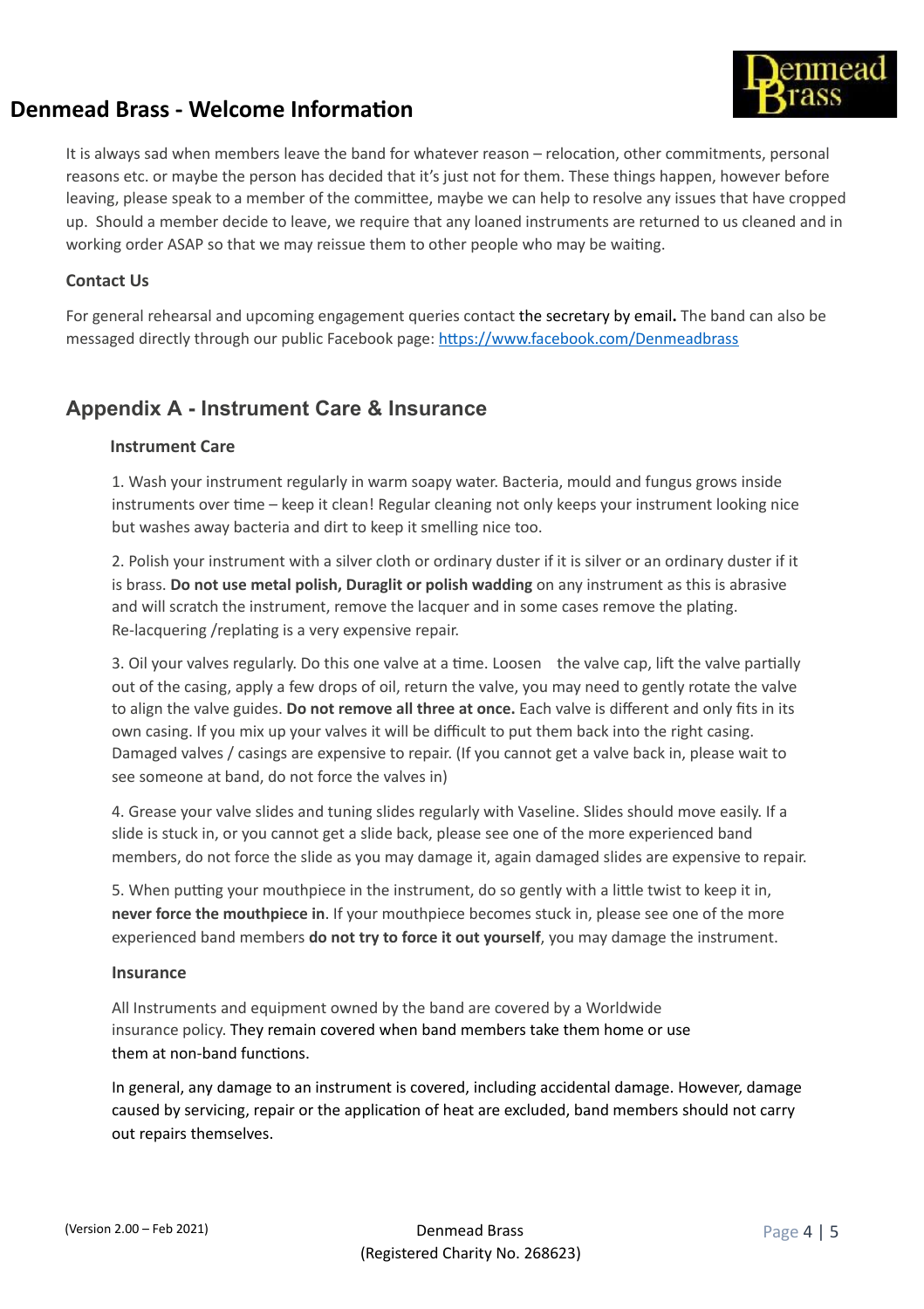It is always sad when members leave the band for whatever reason – relocation, other commitments, personal reasons etc. or maybe the person has decided that it's just not for them. These things happen, however before leaving, please speak to a member of the committee, maybe we can help to resolve any issues that have cropped up. Should a member decide to leave, we require that any loaned instruments are returned to us cleaned and in working order ASAP so that we may reissue them to other people who may be waiting.

### Contact Us

For general rehearsal and upcoming engagement queries contact the secretary by email**.** The band can also be messaged directly through our public Facebook page: https://www.facebook.com/Denmeadbrass

## Appendix A - Instrument Care & Insurance

### Instrument Care

1. Wash your instrument regularly in warm soapy water. Bacteria, mould and fungus grows inside instruments over time – keep it clean! Regular cleaning not only keeps your instrument looking nice but washes away bacteria and dirt to keep it smelling nice too.

2. Polish your instrument with a silver cloth or ordinary duster if it is silver or an ordinary duster if it is brass. **Do not use metal polish, Duraglit or polish wadding** on any instrument as this is abrasive and will scratch the instrument, remove the lacquer and in some cases remove the plating. Re-lacquering /replating is a very expensive repair.

3. Oil your valves regularly. Do this one valve at a time. Loosen the valve cap, lift the valve partially out of the casing, apply a few drops of oil, return the valve, you may need to gently rotate the valve to align the valve guides. **Do not remove all three at once.** Each valve is different and only fits in its own casing. If you mix up your valves it will be difficult to put them back into the right casing. Damaged valves / casings are expensive to repair. (If you cannot get a valve back in, please wait to see someone at band, do not force the valves in)

4. Grease your valve slides and tuning slides regularly with Vaseline. Slides should move easily. If a slide is stuck in, or you cannot get a slide back, please see one of the more experienced band members, do not force the slide as you may damage it, again damaged slides are expensive to repair.

5. When putting your mouthpiece in the instrument, do so gently with a little twist to keep it in, **never force the mouthpiece in**. If your mouthpiece becomes stuck in, please see one of the more experienced band members **do not try to force it out yourself**, you may damage the instrument.

### Insurance

All Instruments and equipment owned by the band are covered by a Worldwide insurance policy. They remain covered when band members take them home or use them at non-band functions.

In general, any damage to an instrument is covered, including accidental damage. However, damage caused by servicing, repair or the application of heat are excluded, band members should not carry out repairs themselves.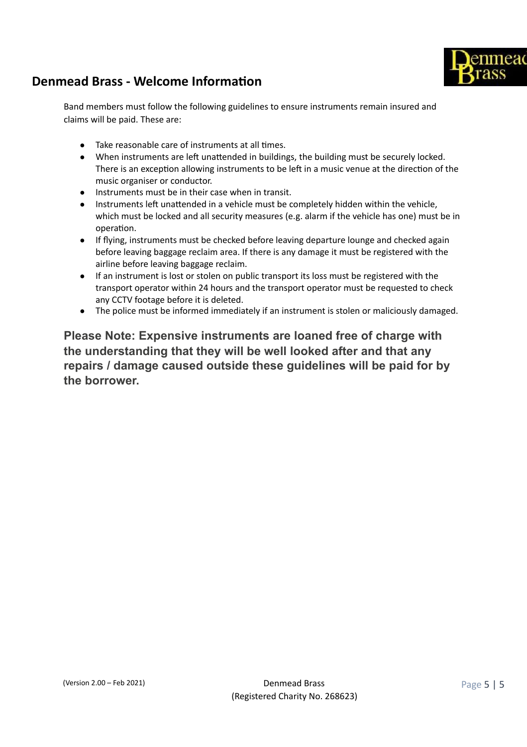Band members must follow the following guidelines to ensure instruments remain insured and claims will be paid. These are:

- Take reasonable care of instruments at all times.
- When instruments are left unattended in buildings, the building must be securely locked. There is an exception allowing instruments to be left in a music venue at the direction of the music organiser or conductor.
- Instruments must be in their case when in transit.
- Instruments left unattended in a vehicle must be completely hidden within the vehicle, which must be locked and all security measures (e.g. alarm if the vehicle has one) must be in operation.
- If flying, instruments must be checked before leaving departure lounge and checked again before leaving baggage reclaim area. If there is any damage it must be registered with the airline before leaving baggage reclaim.
- If an instrument is lost or stolen on public transport its loss must be registered with the transport operator within 24 hours and the transport operator must be requested to check any CCTV footage before it is deleted.
- The police must be informed immediately if an instrument is stolen or maliciously damaged.

**Please Note: Expensive instruments are loaned free of charge with the understanding that they will be well looked after and that any repairs / damage caused outside these guidelines will be paid for by the borrower.**